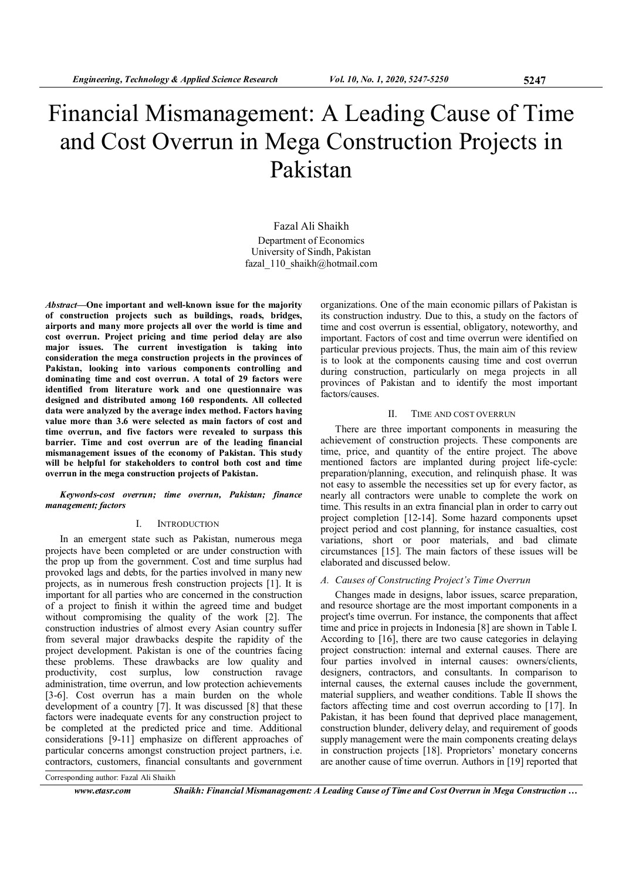# Financial Mismanagement: A Leading Cause of Time and Cost Overrun in Mega Construction Projects in Pakistan

Fazal Ali Shaikh
Department of Economics
University of Sindh, Pakistan
fazal_110_shaikh@hotmail.com

***Abstract*—One important and well-known issue for the majority of construction projects such as buildings, roads, bridges, airports and many more projects all over the world is time and cost overrun. Project pricing and time period delay are also major issues. The current investigation is taking into consideration the mega construction projects in the provinces of Pakistan, looking into various components controlling and dominating time and cost overrun. A total of 29 factors were identified from literature work and one questionnaire was designed and distributed among 160 respondents. All collected data were analyzed by the average index method. Factors having value more than 3.6 were selected as main factors of cost and time overrun, and five factors were revealed to surpass this barrier. Time and cost overrun are of the leading financial mismanagement issues of the economy of Pakistan. This study will be helpful for stakeholders to control both cost and time overrun in the mega construction projects of Pakistan.**

***Keywords-cost overrun; time overrun, Pakistan; finance management; factors***

## I. Introduction

In an emergent state such as Pakistan, numerous mega projects have been completed or are under construction with the prop up from the government. Cost and time surplus had provoked lags and debts, for the parties involved in many new projects, as in numerous fresh construction projects [1]. It is important for all parties who are concerned in the construction of a project to finish it within the agreed time and budget without compromising the quality of the work [2]. The construction industries of almost every Asian country suffer from several major drawbacks despite the rapidity of the project development. Pakistan is one of the countries facing these problems. These drawbacks are low quality and productivity, cost surplus, low construction ravage administration, time overrun, and low protection achievements [3-6]. Cost overrun has a main burden on the whole development of a country [7]. It was discussed [8] that these factors were inadequate events for any construction project to be completed at the predicted price and time. Additional considerations [9-11] emphasize on different approaches of particular concerns amongst construction project partners, i.e. contractors, customers, financial consultants and government organizations. One of the main economic pillars of Pakistan is its construction industry. Due to this, a study on the factors of time and cost overrun is essential, obligatory, noteworthy, and important. Factors of cost and time overrun were identified on particular previous projects. Thus, the main aim of this review is to look at the components causing time and cost overrun during construction, particularly on mega projects in all provinces of Pakistan and to identify the most important factors/causes.

## II. Time and Cost Overrun

There are three important components in measuring the achievement of construction projects. These components are time, price, and quantity of the entire project. The above mentioned factors are implanted during project life-cycle: preparation/planning, execution, and relinquish phase. It was not easy to assemble the necessities set up for every factor, as nearly all contractors were unable to complete the work on time. This results in an extra financial plan in order to carry out project completion [12-14]. Some hazard components upset project period and cost planning, for instance casualties, cost variations, short or poor materials, and bad climate circumstances [15]. The main factors of these issues will be elaborated and discussed below.

### *A. Causes of Constructing Project's Time Overrun*

Changes made in designs, labor issues, scarce preparation, and resource shortage are the most important components in a project's time overrun. For instance, the components that affect time and price in projects in Indonesia [8] are shown in Table I. According to [16], there are two cause categories in delaying project construction: internal and external causes. There are four parties involved in internal causes: owners/clients, designers, contractors, and consultants. In comparison to internal causes, the external causes include the government, material suppliers, and weather conditions. Table II shows the factors affecting time and cost overrun according to [17]. In Pakistan, it has been found that deprived place management, construction blunder, delivery delay, and requirement of goods supply management were the main components creating delays in construction projects [18]. Proprietors' monetary concerns are another cause of time overrun. Authors in [19] reported that

Corresponding author: Fazal Ali Shaikh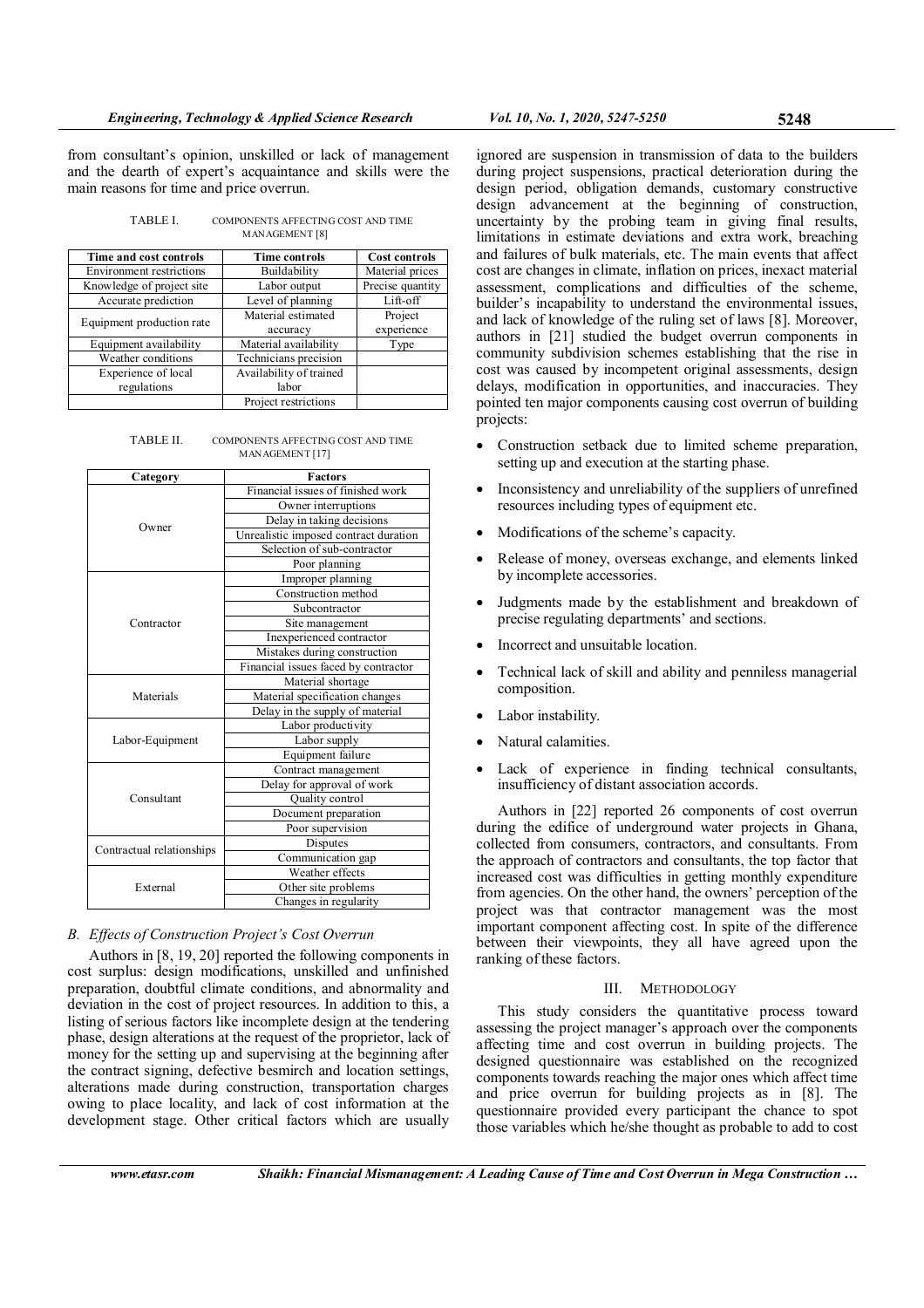from consultant's opinion, unskilled or lack of management and the dearth of expert's acquaintance and skills were the main reasons for time and price overrun.

TABLE I. COMPONENTS AFFECTING COST AND TIME MANAGEMENT [8]

| Time and cost controls | Time controls | Cost controls |
|---|---|---|
| Environment restrictions | Buildability | Material prices |
| Knowledge of project site | Labor output | Precise quantity |
| Accurate prediction | Level of planning | Lift-off |
| Equipment production rate | Material estimated accuracy | Project experience |
| Equipment availability | Material availability | Type |
| Weather conditions | Technicians precision | |
| Experience of local regulations | Availability of trained labor | |
| | Project restrictions | |

TABLE II. COMPONENTS AFFECTING COST AND TIME MANAGEMENT [17]

| Category | Factors |
|---|---|
| Owner | Financial issues of finished work |
| | Owner interruptions |
| | Delay in taking decisions |
| | Unrealistic imposed contract duration |
| | Selection of sub-contractor |
| | Poor planning |
| Contractor | Improper planning |
| | Construction method |
| | Subcontractor |
| | Site management |
| | Inexperienced contractor |
| | Mistakes during construction |
| | Financial issues faced by contractor |
| Materials | Material shortage |
| | Material specification changes |
| | Delay in the supply of material |
| Labor-Equipment | Labor productivity |
| | Labor supply |
| | Equipment failure |
| Consultant | Contract management |
| | Delay for approval of work |
| | Quality control |
| | Document preparation |
| | Poor supervision |
| Contractual relationships | Disputes |
| | Communication gap |
| External | Weather effects |
| | Other site problems |
| | Changes in regularity |

### *B. Effects of Construction Project's Cost Overrun*

Authors in [8, 19, 20] reported the following components in cost surplus: design modifications, unskilled and unfinished preparation, doubtful climate conditions, and abnormality and deviation in the cost of project resources. In addition to this, a listing of serious factors like incomplete design at the tendering phase, design alterations at the request of the proprietor, lack of money for the setting up and supervising at the beginning after the contract signing, defective besmirch and location settings, alterations made during construction, transportation charges owing to place locality, and lack of cost information at the development stage. Other critical factors which are usually ignored are suspension in transmission of data to the builders during project suspensions, practical deterioration during the design period, obligation demands, customary constructive design advancement at the beginning of construction, uncertainty by the probing team in giving final results, limitations in estimate deviations and extra work, breaching and failures of bulk materials, etc. The main events that affect cost are changes in climate, inflation on prices, inexact material assessment, complications and difficulties of the scheme, builder's incapability to understand the environmental issues, and lack of knowledge of the ruling set of laws [8]. Moreover, authors in [21] studied the budget overrun components in community subdivision schemes establishing that the rise in cost was caused by incompetent original assessments, design delays, modification in opportunities, and inaccuracies. They pointed ten major components causing cost overrun of building projects:

- Construction setback due to limited scheme preparation, setting up and execution at the starting phase.
- Inconsistency and unreliability of the suppliers of unrefined resources including types of equipment etc.
- Modifications of the scheme's capacity.
- Release of money, overseas exchange, and elements linked by incomplete accessories.
- Judgments made by the establishment and breakdown of precise regulating departments' and sections.
- Incorrect and unsuitable location.
- Technical lack of skill and ability and penniless managerial composition.
- Labor instability.
- Natural calamities.
- Lack of experience in finding technical consultants, insufficiency of distant association accords.

Authors in [22] reported 26 components of cost overrun during the edifice of underground water projects in Ghana, collected from consumers, contractors, and consultants. From the approach of contractors and consultants, the top factor that increased cost was difficulties in getting monthly expenditure from agencies. On the other hand, the owners' perception of the project was that contractor management was the most important component affecting cost. In spite of the difference between their viewpoints, they all have agreed upon the ranking of these factors.

## III. METHODOLOGY

This study considers the quantitative process toward assessing the project manager's approach over the components affecting time and cost overrun in building projects. The designed questionnaire was established on the recognized components towards reaching the major ones which affect time and price overrun for building projects as in [8]. The questionnaire provided every participant the chance to spot those variables which he/she thought as probable to add to cost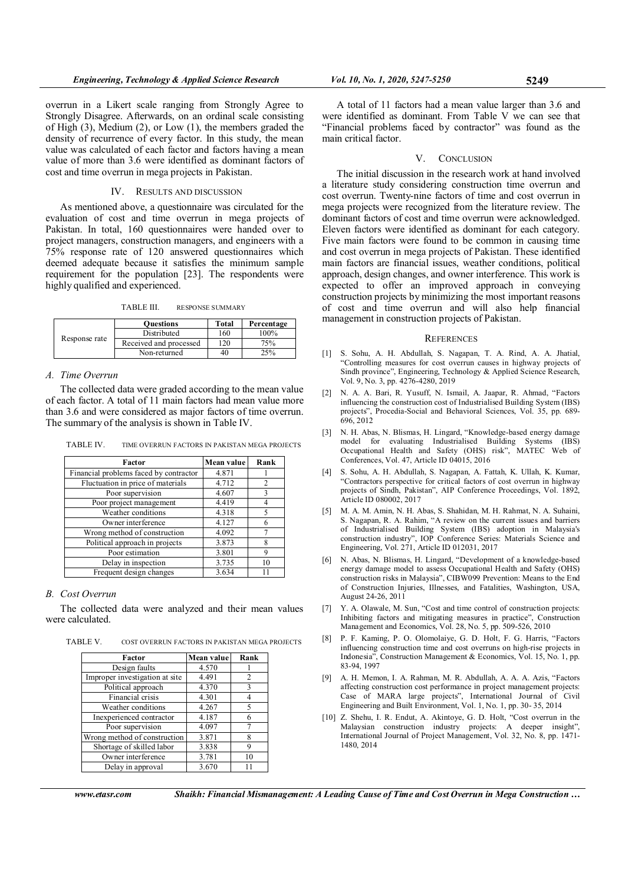overrun in a Likert scale ranging from Strongly Agree to Strongly Disagree. Afterwards, on an ordinal scale consisting of High (3), Medium (2), or Low (1), the members graded the density of recurrence of every factor. In this study, the mean value was calculated of each factor and factors having a mean value of more than 3.6 were identified as dominant factors of cost and time overrun in mega projects in Pakistan.

## IV. RESULTS AND DISCUSSION

As mentioned above, a questionnaire was circulated for the evaluation of cost and time overrun in mega projects of Pakistan. In total, 160 questionnaires were handed over to project managers, construction managers, and engineers with a 75% response rate of 120 answered questionnaires which deemed adequate because it satisfies the minimum sample requirement for the population [23]. The respondents were highly qualified and experienced.

TABLE III. RESPONSE SUMMARY

| | Questions | Total | Percentage |
|---|---|---|---|
| Response rate | Distributed | 160 | 100% |
| | Received and processed | 120 | 75% |
| | Non-returned | 40 | 25% |

### A. Time Overrun

The collected data were graded according to the mean value of each factor. A total of 11 main factors had mean value more than 3.6 and were considered as major factors of time overrun. The summary of the analysis is shown in Table IV.

TABLE IV. TIME OVERRUN FACTORS IN PAKISTAN MEGA PROJECTS

| Factor | Mean value | Rank |
|---|---|---|
| Financial problems faced by contractor | 4.871 | 1 |
| Fluctuation in price of materials | 4.712 | 2 |
| Poor supervision | 4.607 | 3 |
| Poor project management | 4.419 | 4 |
| Weather conditions | 4.318 | 5 |
| Owner interference | 4.127 | 6 |
| Wrong method of construction | 4.092 | 7 |
| Political approach in projects | 3.873 | 8 |
| Poor estimation | 3.801 | 9 |
| Delay in inspection | 3.735 | 10 |
| Frequent design changes | 3.634 | 11 |

### B. Cost Overrun

The collected data were analyzed and their mean values were calculated.

TABLE V. COST OVERRUN FACTORS IN PAKISTAN MEGA PROJECTS

| Factor | Mean value | Rank |
|---|---|---|
| Design faults | 4.570 | 1 |
| Improper investigation at site | 4.491 | 2 |
| Political approach | 4.370 | 3 |
| Financial crisis | 4.301 | 4 |
| Weather conditions | 4.267 | 5 |
| Inexperienced contractor | 4.187 | 6 |
| Poor supervision | 4.097 | 7 |
| Wrong method of construction | 3.871 | 8 |
| Shortage of skilled labor | 3.838 | 9 |
| Owner interference | 3.781 | 10 |
| Delay in approval | 3.670 | 11 |

A total of 11 factors had a mean value larger than 3.6 and were identified as dominant. From Table V we can see that "Financial problems faced by contractor" was found as the main critical factor.

## V. CONCLUSION

The initial discussion in the research work at hand involved a literature study considering construction time overrun and cost overrun. Twenty-nine factors of time and cost overrun in mega projects were recognized from the literature review. The dominant factors of cost and time overrun were acknowledged. Eleven factors were identified as dominant for each category. Five main factors were found to be common in causing time and cost overrun in mega projects of Pakistan. These identified main factors are financial issues, weather conditions, political approach, design changes, and owner interference. This work is expected to offer an improved approach in conveying construction projects by minimizing the most important reasons of cost and time overrun and will also help financial management in construction projects of Pakistan.

## REFERENCES

[1] S. Sohu, A. H. Abdullah, S. Nagapan, T. A. Rind, A. A. Jhatial, "Controlling measures for cost overrun causes in highway projects of Sindh province", Engineering, Technology & Applied Science Research, Vol. 9, No. 3, pp. 4276-4280, 2019

[2] N. A. A. Bari, R. Yusuff, N. Ismail, A. Jaapar, R. Ahmad, "Factors influencing the construction cost of Industrialised Building System (IBS) projects", Procedia-Social and Behavioral Sciences, Vol. 35, pp. 689-696, 2012

[3] N. H. Abas, N. Blismas, H. Lingard, "Knowledge-based energy damage model for evaluating Industrialised Building Systems (IBS) Occupational Health and Safety (OHS) risk", MATEC Web of Conferences, Vol. 47, Article ID 04015, 2016

[4] S. Sohu, A. H. Abdullah, S. Nagapan, A. Fattah, K. Ullah, K. Kumar, "Contractors perspective for critical factors of cost overrun in highway projects of Sindh, Pakistan", AIP Conference Proceedings, Vol. 1892, Article ID 080002, 2017

[5] M. A. M. Amin, N. H. Abas, S. Shahidan, M. H. Rahmat, N. A. Suhaini, S. Nagapan, R. A. Rahim, "A review on the current issues and barriers of Industrialised Building System (IBS) adoption in Malaysia's construction industry", IOP Conference Series: Materials Science and Engineering, Vol. 271, Article ID 012031, 2017

[6] N. Abas, N. Blismas, H. Lingard, "Development of a knowledge-based energy damage model to assess Occupational Health and Safety (OHS) construction risks in Malaysia", CIBW099 Prevention: Means to the End of Construction Injuries, Illnesses, and Fatalities, Washington, USA, August 24-26, 2011

[7] Y. A. Olawale, M. Sun, "Cost and time control of construction projects: Inhibiting factors and mitigating measures in practice", Construction Management and Economics, Vol. 28, No. 5, pp. 509-526, 2010

[8] P. F. Kaming, P. O. Olomolaiye, G. D. Holt, F. G. Harris, "Factors influencing construction time and cost overruns on high-rise projects in Indonesia", Construction Management & Economics, Vol. 15, No. 1, pp. 83-94, 1997

[9] A. H. Memon, I. A. Rahman, M. R. Abdullah, A. A. A. Azis, "Factors affecting construction cost performance in project management projects: Case of MARA large projects", International Journal of Civil Engineering and Built Environment, Vol. 1, No. 1, pp. 30- 35, 2014

[10] Z. Shehu, I. R. Endut, A. Akintoye, G. D. Holt, "Cost overrun in the Malaysian construction industry projects: A deeper insight", International Journal of Project Management, Vol. 32, No. 8, pp. 1471-1480, 2014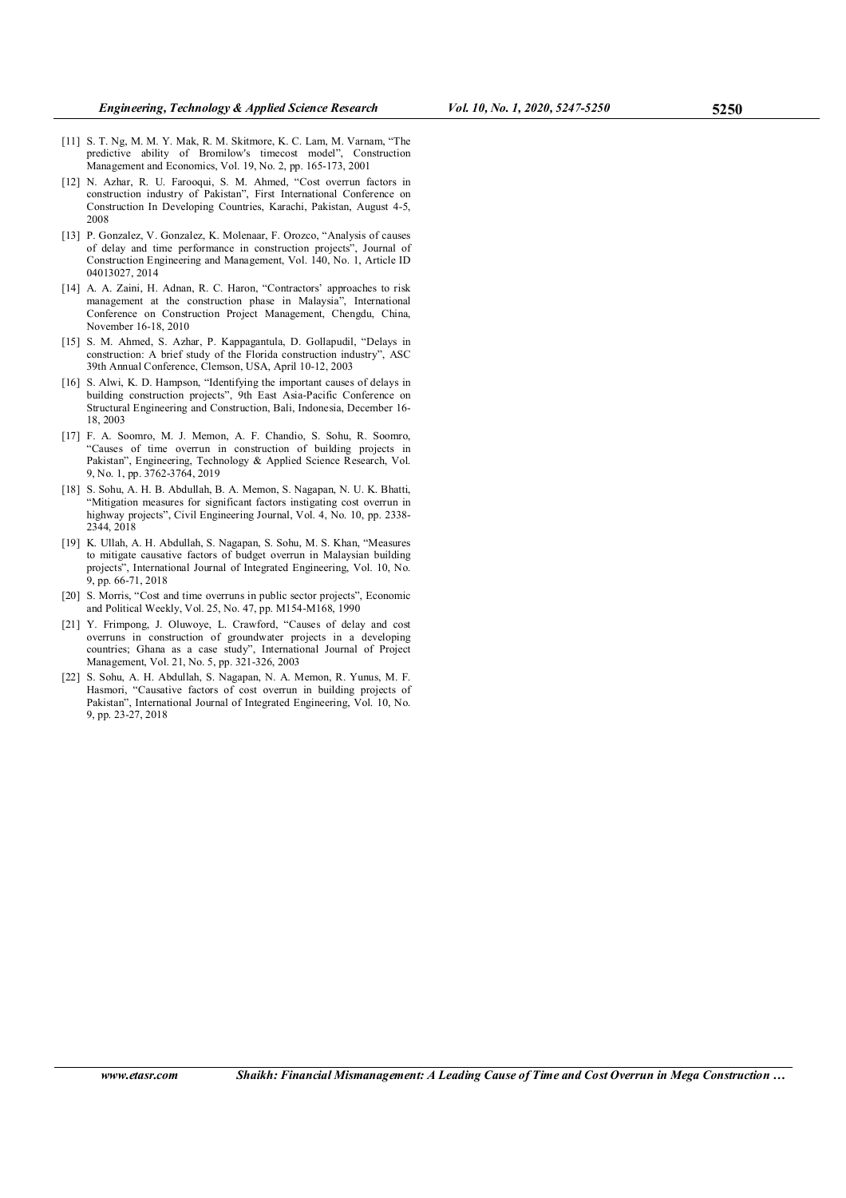[11] S. T. Ng, M. M. Y. Mak, R. M. Skitmore, K. C. Lam, M. Varnam, "The predictive ability of Bromilow's timecost model", Construction Management and Economics, Vol. 19, No. 2, pp. 165-173, 2001

[12] N. Azhar, R. U. Farooqui, S. M. Ahmed, "Cost overrun factors in construction industry of Pakistan", First International Conference on Construction In Developing Countries, Karachi, Pakistan, August 4-5, 2008

[13] P. Gonzalez, V. Gonzalez, K. Molenaar, F. Orozco, "Analysis of causes of delay and time performance in construction projects", Journal of Construction Engineering and Management, Vol. 140, No. 1, Article ID 04013027, 2014

[14] A. A. Zaini, H. Adnan, R. C. Haron, "Contractors' approaches to risk management at the construction phase in Malaysia", International Conference on Construction Project Management, Chengdu, China, November 16-18, 2010

[15] S. M. Ahmed, S. Azhar, P. Kappagantula, D. Gollapudil, "Delays in construction: A brief study of the Florida construction industry", ASC 39th Annual Conference, Clemson, USA, April 10-12, 2003

[16] S. Alwi, K. D. Hampson, "Identifying the important causes of delays in building construction projects", 9th East Asia-Pacific Conference on Structural Engineering and Construction, Bali, Indonesia, December 16-18, 2003

[17] F. A. Soomro, M. J. Memon, A. F. Chandio, S. Sohu, R. Soomro, "Causes of time overrun in construction of building projects in Pakistan", Engineering, Technology & Applied Science Research, Vol. 9, No. 1, pp. 3762-3764, 2019

[18] S. Sohu, A. H. B. Abdullah, B. A. Memon, S. Nagapan, N. U. K. Bhatti, "Mitigation measures for significant factors instigating cost overrun in highway projects", Civil Engineering Journal, Vol. 4, No. 10, pp. 2338-2344, 2018

[19] K. Ullah, A. H. Abdullah, S. Nagapan, S. Sohu, M. S. Khan, "Measures to mitigate causative factors of budget overrun in Malaysian building projects", International Journal of Integrated Engineering, Vol. 10, No. 9, pp. 66-71, 2018

[20] S. Morris, "Cost and time overruns in public sector projects", Economic and Political Weekly, Vol. 25, No. 47, pp. M154-M168, 1990

[21] Y. Frimpong, J. Oluwoye, L. Crawford, "Causes of delay and cost overruns in construction of groundwater projects in a developing countries; Ghana as a case study", International Journal of Project Management, Vol. 21, No. 5, pp. 321-326, 2003

[22] S. Sohu, A. H. Abdullah, S. Nagapan, N. A. Memon, R. Yunus, M. F. Hasmori, "Causative factors of cost overrun in building projects of Pakistan", International Journal of Integrated Engineering, Vol. 10, No. 9, pp. 23-27, 2018